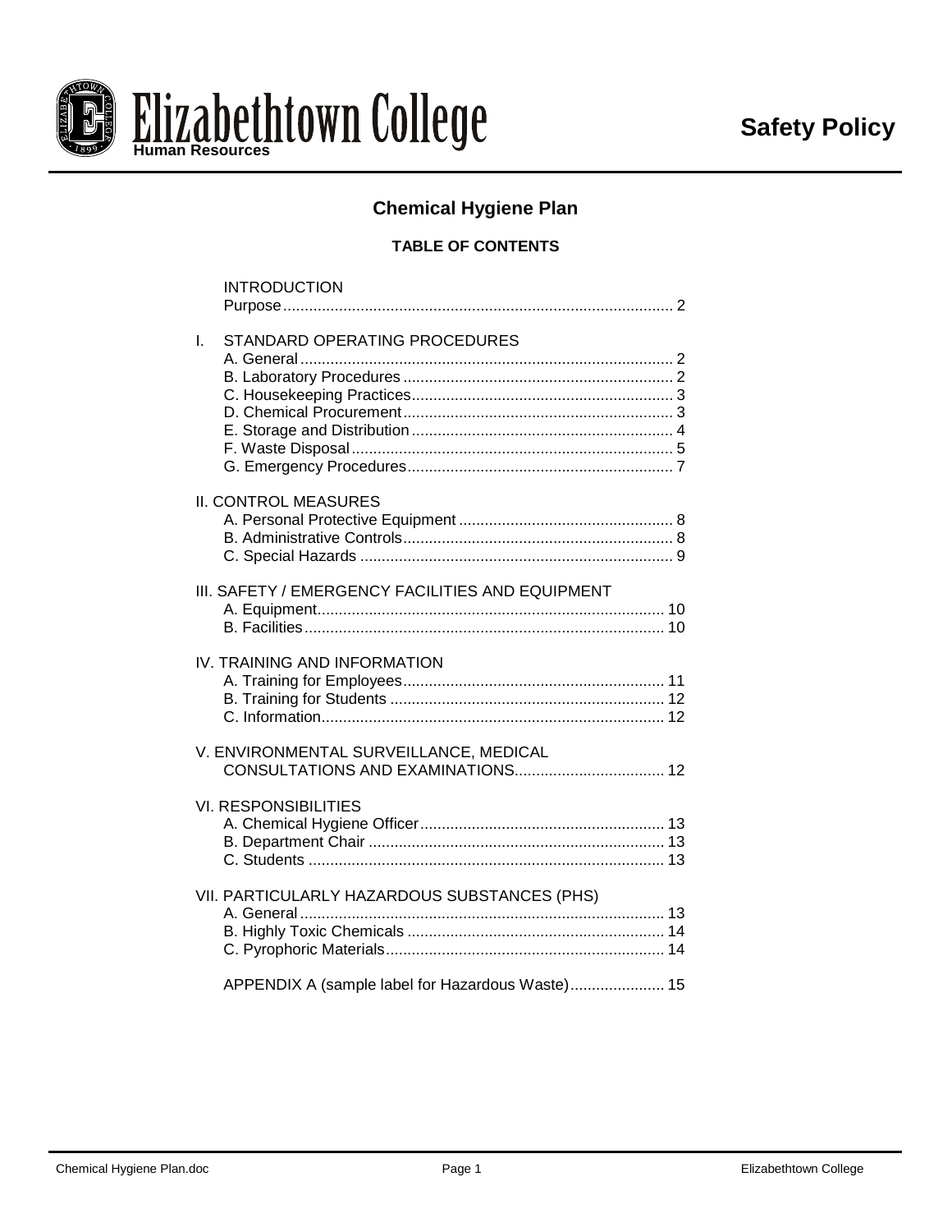# Elizabethtown College

Human Resources

**Safety Policy**

## Chemical Hygiene Plan

### TABLE OF CONTENTS

INTRODUCTION
- Purpose .......... 2

I. STANDARD OPERATING PROCEDURES
- A. General .......... 2
- B. Laboratory Procedures .......... 2
- C. Housekeeping Practices .......... 3
- D. Chemical Procurement .......... 3
- E. Storage and Distribution .......... 4
- F. Waste Disposal .......... 5
- G. Emergency Procedures .......... 7

II. CONTROL MEASURES
- A. Personal Protective Equipment .......... 8
- B. Administrative Controls .......... 8
- C. Special Hazards .......... 9

III. SAFETY / EMERGENCY FACILITIES AND EQUIPMENT
- A. Equipment .......... 10
- B. Facilities .......... 10

IV. TRAINING AND INFORMATION
- A. Training for Employees .......... 11
- B. Training for Students .......... 12
- C. Information .......... 12

V. ENVIRONMENTAL SURVEILLANCE, MEDICAL CONSULTATIONS AND EXAMINATIONS .......... 12

VI. RESPONSIBILITIES
- A. Chemical Hygiene Officer .......... 13
- B. Department Chair .......... 13
- C. Students .......... 13

VII. PARTICULARLY HAZARDOUS SUBSTANCES (PHS)
- A. General .......... 13
- B. Highly Toxic Chemicals .......... 14
- C. Pyrophoric Materials .......... 14

APPENDIX A (sample label for Hazardous Waste) .......... 15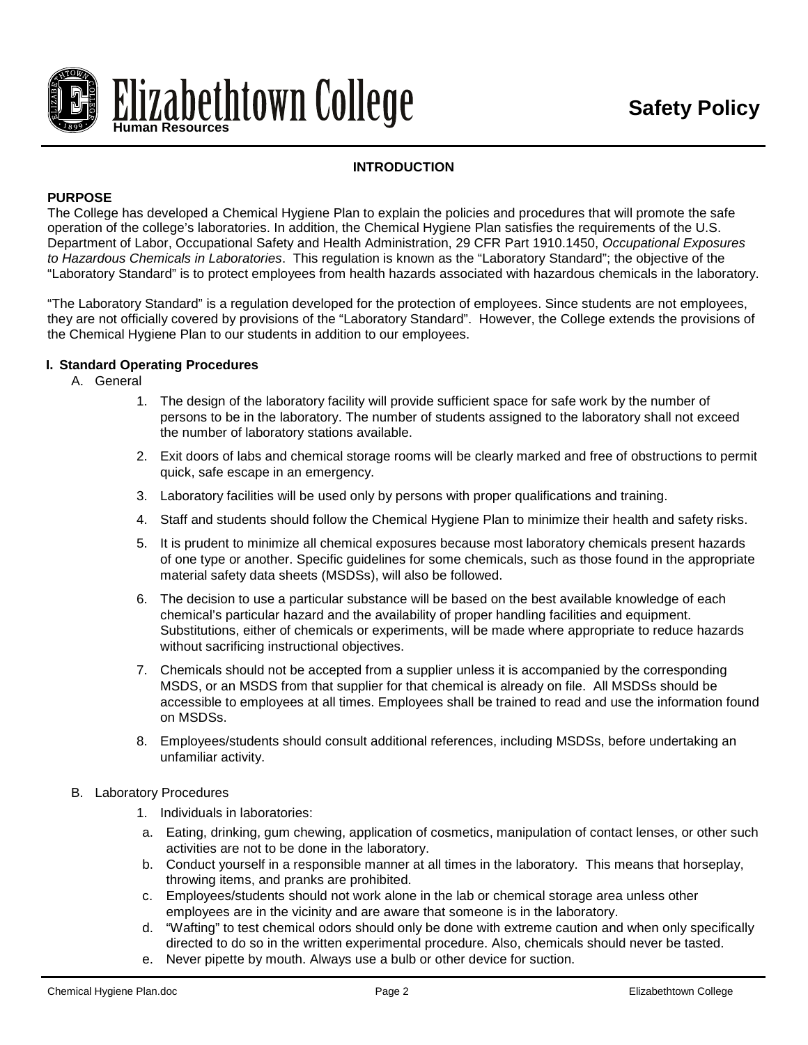## INTRODUCTION

### PURPOSE

The College has developed a Chemical Hygiene Plan to explain the policies and procedures that will promote the safe operation of the college's laboratories. In addition, the Chemical Hygiene Plan satisfies the requirements of the U.S. Department of Labor, Occupational Safety and Health Administration, 29 CFR Part 1910.1450, *Occupational Exposures to Hazardous Chemicals in Laboratories*. This regulation is known as the "Laboratory Standard"; the objective of the "Laboratory Standard" is to protect employees from health hazards associated with hazardous chemicals in the laboratory.

"The Laboratory Standard" is a regulation developed for the protection of employees. Since students are not employees, they are not officially covered by provisions of the "Laboratory Standard". However, the College extends the provisions of the Chemical Hygiene Plan to our students in addition to our employees.

### I. Standard Operating Procedures

A. General

1. The design of the laboratory facility will provide sufficient space for safe work by the number of persons to be in the laboratory. The number of students assigned to the laboratory shall not exceed the number of laboratory stations available.
2. Exit doors of labs and chemical storage rooms will be clearly marked and free of obstructions to permit quick, safe escape in an emergency.
3. Laboratory facilities will be used only by persons with proper qualifications and training.
4. Staff and students should follow the Chemical Hygiene Plan to minimize their health and safety risks.
5. It is prudent to minimize all chemical exposures because most laboratory chemicals present hazards of one type or another. Specific guidelines for some chemicals, such as those found in the appropriate material safety data sheets (MSDSs), will also be followed.
6. The decision to use a particular substance will be based on the best available knowledge of each chemical's particular hazard and the availability of proper handling facilities and equipment. Substitutions, either of chemicals or experiments, will be made where appropriate to reduce hazards without sacrificing instructional objectives.
7. Chemicals should not be accepted from a supplier unless it is accompanied by the corresponding MSDS, or an MSDS from that supplier for that chemical is already on file. All MSDSs should be accessible to employees at all times. Employees shall be trained to read and use the information found on MSDSs.
8. Employees/students should consult additional references, including MSDSs, before undertaking an unfamiliar activity.

B. Laboratory Procedures

1. Individuals in laboratories:
   a. Eating, drinking, gum chewing, application of cosmetics, manipulation of contact lenses, or other such activities are not to be done in the laboratory.
   b. Conduct yourself in a responsible manner at all times in the laboratory. This means that horseplay, throwing items, and pranks are prohibited.
   c. Employees/students should not work alone in the lab or chemical storage area unless other employees are in the vicinity and are aware that someone is in the laboratory.
   d. "Wafting" to test chemical odors should only be done with extreme caution and when only specifically directed to do so in the written experimental procedure. Also, chemicals should never be tasted.
   e. Never pipette by mouth. Always use a bulb or other device for suction.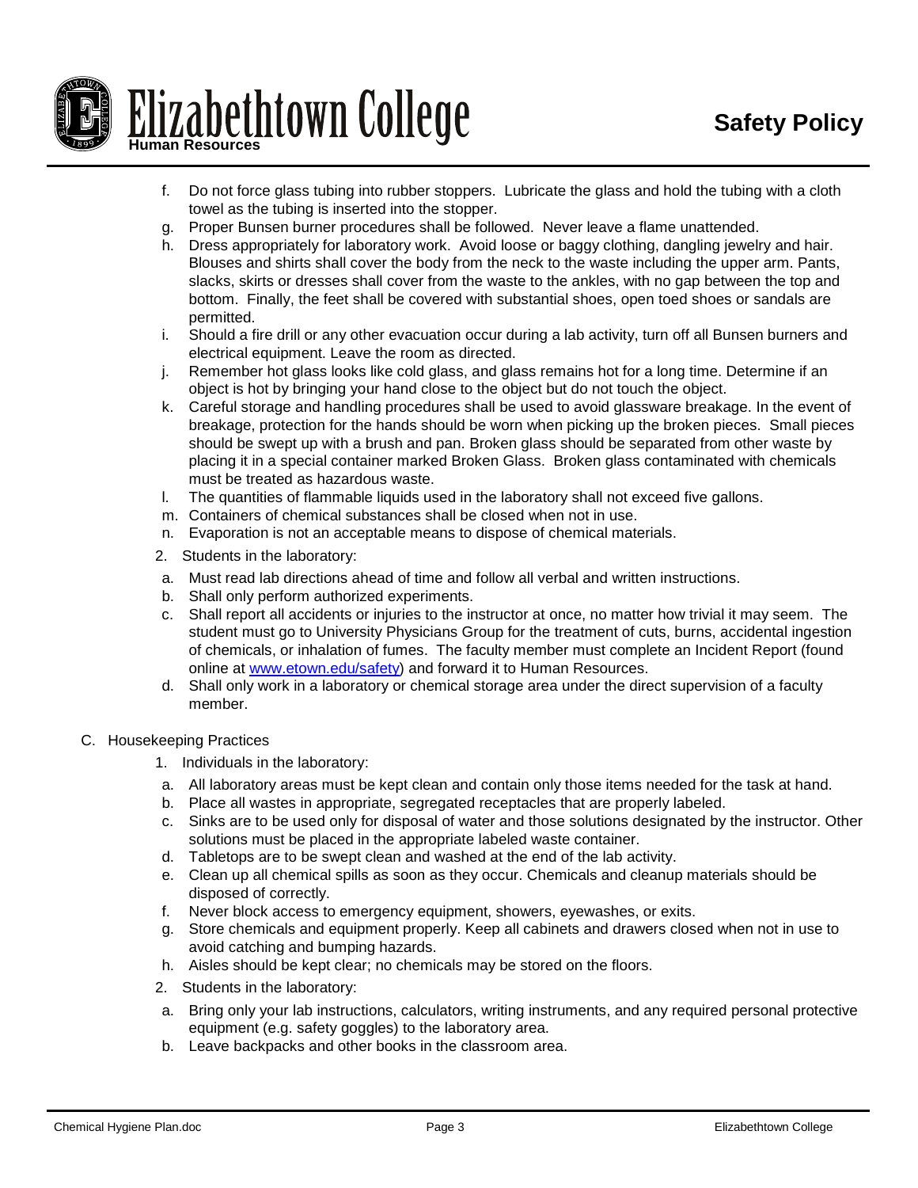f. Do not force glass tubing into rubber stoppers. Lubricate the glass and hold the tubing with a cloth towel as the tubing is inserted into the stopper.
g. Proper Bunsen burner procedures shall be followed. Never leave a flame unattended.
h. Dress appropriately for laboratory work. Avoid loose or baggy clothing, dangling jewelry and hair. Blouses and shirts shall cover the body from the neck to the waste including the upper arm. Pants, slacks, skirts or dresses shall cover from the waste to the ankles, with no gap between the top and bottom. Finally, the feet shall be covered with substantial shoes, open toed shoes or sandals are permitted.
i. Should a fire drill or any other evacuation occur during a lab activity, turn off all Bunsen burners and electrical equipment. Leave the room as directed.
j. Remember hot glass looks like cold glass, and glass remains hot for a long time. Determine if an object is hot by bringing your hand close to the object but do not touch the object.
k. Careful storage and handling procedures shall be used to avoid glassware breakage. In the event of breakage, protection for the hands should be worn when picking up the broken pieces. Small pieces should be swept up with a brush and pan. Broken glass should be separated from other waste by placing it in a special container marked Broken Glass. Broken glass contaminated with chemicals must be treated as hazardous waste.
l. The quantities of flammable liquids used in the laboratory shall not exceed five gallons.
m. Containers of chemical substances shall be closed when not in use.
n. Evaporation is not an acceptable means to dispose of chemical materials.

2. Students in the laboratory:
   a. Must read lab directions ahead of time and follow all verbal and written instructions.
   b. Shall only perform authorized experiments.
   c. Shall report all accidents or injuries to the instructor at once, no matter how trivial it may seem. The student must go to University Physicians Group for the treatment of cuts, burns, accidental ingestion of chemicals, or inhalation of fumes. The faculty member must complete an Incident Report (found online at [www.etown.edu/safety](www.etown.edu/safety)) and forward it to Human Resources.
   d. Shall only work in a laboratory or chemical storage area under the direct supervision of a faculty member.

C. Housekeeping Practices

1. Individuals in the laboratory:
   a. All laboratory areas must be kept clean and contain only those items needed for the task at hand.
   b. Place all wastes in appropriate, segregated receptacles that are properly labeled.
   c. Sinks are to be used only for disposal of water and those solutions designated by the instructor. Other solutions must be placed in the appropriate labeled waste container.
   d. Tabletops are to be swept clean and washed at the end of the lab activity.
   e. Clean up all chemical spills as soon as they occur. Chemicals and cleanup materials should be disposed of correctly.
   f. Never block access to emergency equipment, showers, eyewashes, or exits.
   g. Store chemicals and equipment properly. Keep all cabinets and drawers closed when not in use to avoid catching and bumping hazards.
   h. Aisles should be kept clear; no chemicals may be stored on the floors.
2. Students in the laboratory:
   a. Bring only your lab instructions, calculators, writing instruments, and any required personal protective equipment (e.g. safety goggles) to the laboratory area.
   b. Leave backpacks and other books in the classroom area.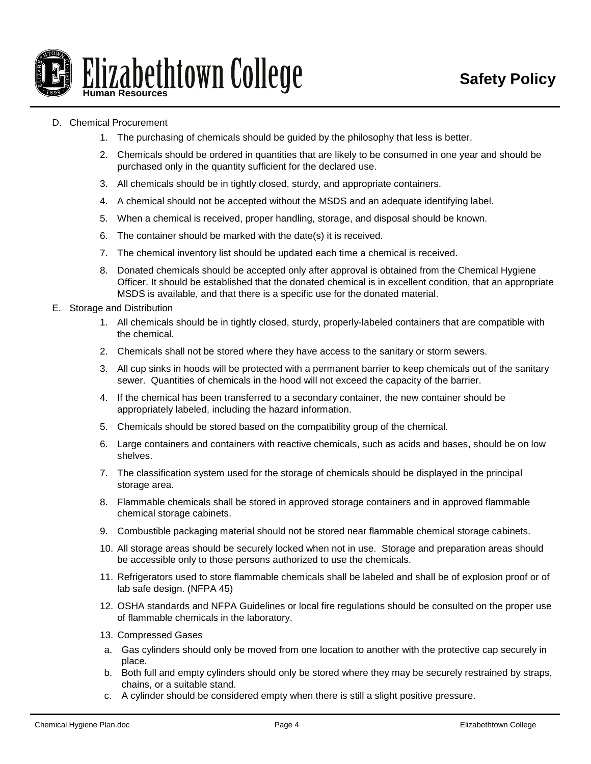D. Chemical Procurement

1. The purchasing of chemicals should be guided by the philosophy that less is better.
2. Chemicals should be ordered in quantities that are likely to be consumed in one year and should be purchased only in the quantity sufficient for the declared use.
3. All chemicals should be in tightly closed, sturdy, and appropriate containers.
4. A chemical should not be accepted without the MSDS and an adequate identifying label.
5. When a chemical is received, proper handling, storage, and disposal should be known.
6. The container should be marked with the date(s) it is received.
7. The chemical inventory list should be updated each time a chemical is received.
8. Donated chemicals should be accepted only after approval is obtained from the Chemical Hygiene Officer. It should be established that the donated chemical is in excellent condition, that an appropriate MSDS is available, and that there is a specific use for the donated material.

E. Storage and Distribution

1. All chemicals should be in tightly closed, sturdy, properly-labeled containers that are compatible with the chemical.
2. Chemicals shall not be stored where they have access to the sanitary or storm sewers.
3. All cup sinks in hoods will be protected with a permanent barrier to keep chemicals out of the sanitary sewer. Quantities of chemicals in the hood will not exceed the capacity of the barrier.
4. If the chemical has been transferred to a secondary container, the new container should be appropriately labeled, including the hazard information.
5. Chemicals should be stored based on the compatibility group of the chemical.
6. Large containers and containers with reactive chemicals, such as acids and bases, should be on low shelves.
7. The classification system used for the storage of chemicals should be displayed in the principal storage area.
8. Flammable chemicals shall be stored in approved storage containers and in approved flammable chemical storage cabinets.
9. Combustible packaging material should not be stored near flammable chemical storage cabinets.
10. All storage areas should be securely locked when not in use. Storage and preparation areas should be accessible only to those persons authorized to use the chemicals.
11. Refrigerators used to store flammable chemicals shall be labeled and shall be of explosion proof or of lab safe design. (NFPA 45)
12. OSHA standards and NFPA Guidelines or local fire regulations should be consulted on the proper use of flammable chemicals in the laboratory.
13. Compressed Gases
    a. Gas cylinders should only be moved from one location to another with the protective cap securely in place.
    b. Both full and empty cylinders should only be stored where they may be securely restrained by straps, chains, or a suitable stand.
    c. A cylinder should be considered empty when there is still a slight positive pressure.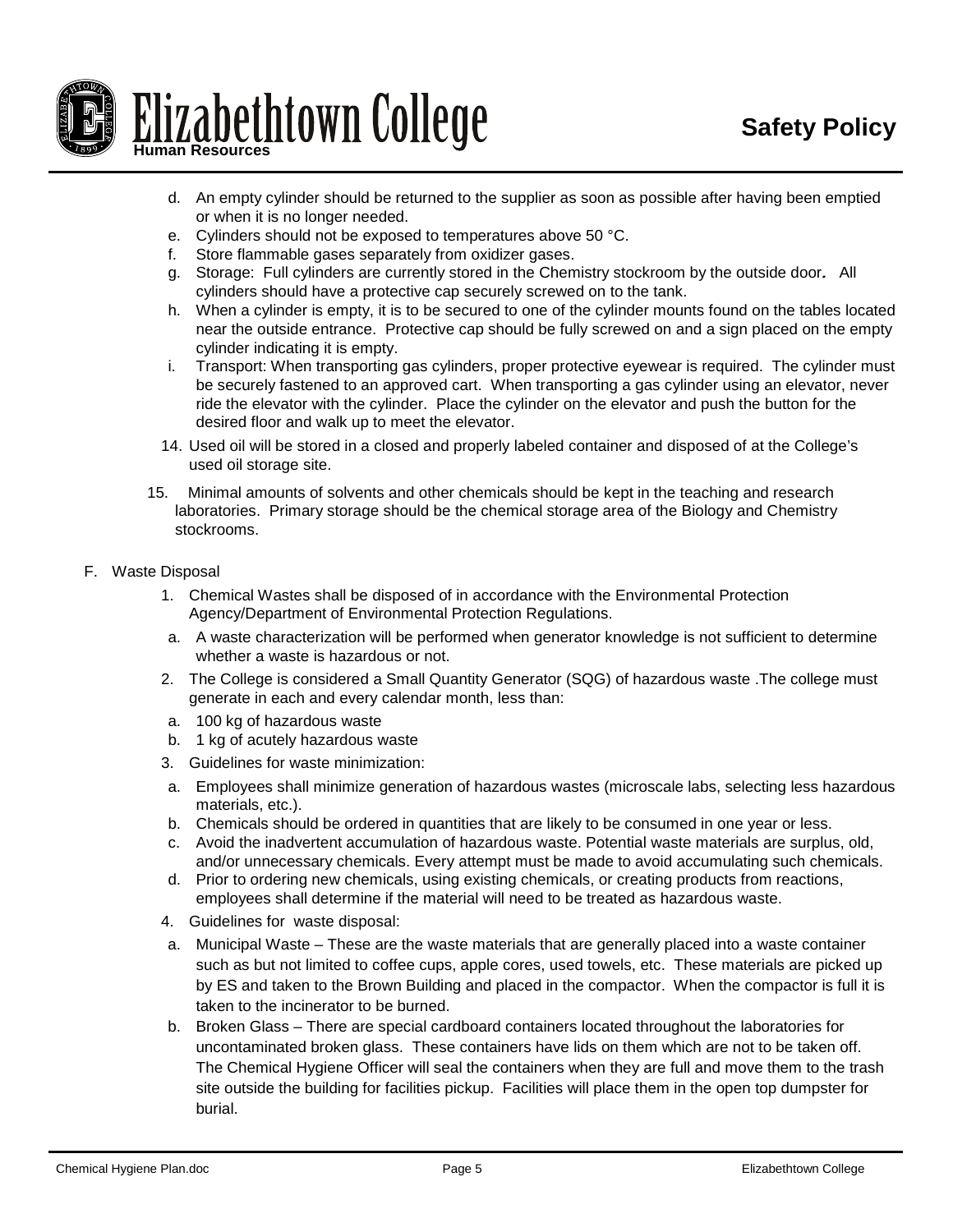d. An empty cylinder should be returned to the supplier as soon as possible after having been emptied or when it is no longer needed.
e. Cylinders should not be exposed to temperatures above 50 °C.
f. Store flammable gases separately from oxidizer gases.
g. Storage: Full cylinders are currently stored in the Chemistry stockroom by the outside door*.* All cylinders should have a protective cap securely screwed on to the tank.
h. When a cylinder is empty, it is to be secured to one of the cylinder mounts found on the tables located near the outside entrance. Protective cap should be fully screwed on and a sign placed on the empty cylinder indicating it is empty.
i. Transport: When transporting gas cylinders, proper protective eyewear is required. The cylinder must be securely fastened to an approved cart. When transporting a gas cylinder using an elevator, never ride the elevator with the cylinder. Place the cylinder on the elevator and push the button for the desired floor and walk up to meet the elevator.

14. Used oil will be stored in a closed and properly labeled container and disposed of at the College's used oil storage site.

15. Minimal amounts of solvents and other chemicals should be kept in the teaching and research laboratories. Primary storage should be the chemical storage area of the Biology and Chemistry stockrooms.

F. Waste Disposal

1. Chemical Wastes shall be disposed of in accordance with the Environmental Protection Agency/Department of Environmental Protection Regulations.
   a. A waste characterization will be performed when generator knowledge is not sufficient to determine whether a waste is hazardous or not.
2. The College is considered a Small Quantity Generator (SQG) of hazardous waste .The college must generate in each and every calendar month, less than:
   a. 100 kg of hazardous waste
   b. 1 kg of acutely hazardous waste
3. Guidelines for waste minimization:
   a. Employees shall minimize generation of hazardous wastes (microscale labs, selecting less hazardous materials, etc.).
   b. Chemicals should be ordered in quantities that are likely to be consumed in one year or less.
   c. Avoid the inadvertent accumulation of hazardous waste. Potential waste materials are surplus, old, and/or unnecessary chemicals. Every attempt must be made to avoid accumulating such chemicals.
   d. Prior to ordering new chemicals, using existing chemicals, or creating products from reactions, employees shall determine if the material will need to be treated as hazardous waste.
4. Guidelines for waste disposal:
   a. Municipal Waste – These are the waste materials that are generally placed into a waste container such as but not limited to coffee cups, apple cores, used towels, etc. These materials are picked up by ES and taken to the Brown Building and placed in the compactor. When the compactor is full it is taken to the incinerator to be burned.
   b. Broken Glass – There are special cardboard containers located throughout the laboratories for uncontaminated broken glass. These containers have lids on them which are not to be taken off. The Chemical Hygiene Officer will seal the containers when they are full and move them to the trash site outside the building for facilities pickup. Facilities will place them in the open top dumpster for burial.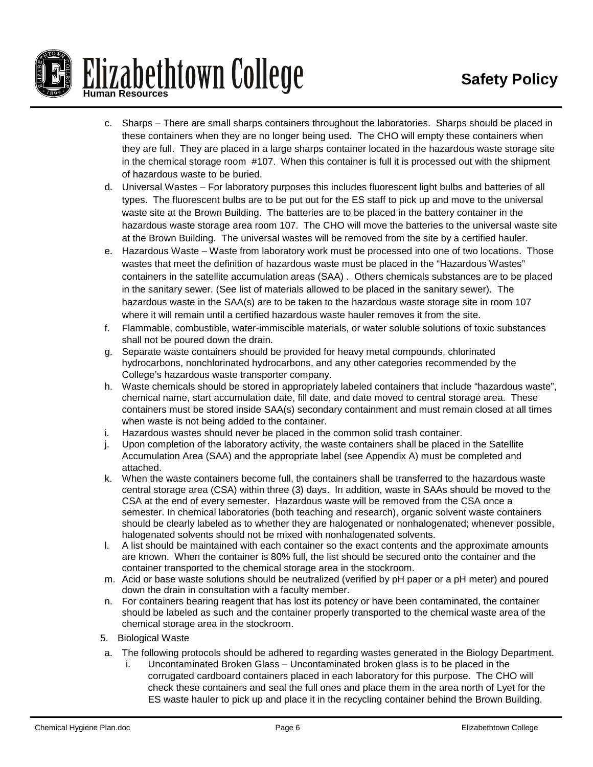c. Sharps – There are small sharps containers throughout the laboratories. Sharps should be placed in these containers when they are no longer being used. The CHO will empty these containers when they are full. They are placed in a large sharps container located in the hazardous waste storage site in the chemical storage room #107. When this container is full it is processed out with the shipment of hazardous waste to be buried.

d. Universal Wastes – For laboratory purposes this includes fluorescent light bulbs and batteries of all types. The fluorescent bulbs are to be put out for the ES staff to pick up and move to the universal waste site at the Brown Building. The batteries are to be placed in the battery container in the hazardous waste storage area room 107. The CHO will move the batteries to the universal waste site at the Brown Building. The universal wastes will be removed from the site by a certified hauler.

e. Hazardous Waste – Waste from laboratory work must be processed into one of two locations. Those wastes that meet the definition of hazardous waste must be placed in the "Hazardous Wastes" containers in the satellite accumulation areas (SAA) . Others chemicals substances are to be placed in the sanitary sewer. (See list of materials allowed to be placed in the sanitary sewer). The hazardous waste in the SAA(s) are to be taken to the hazardous waste storage site in room 107 where it will remain until a certified hazardous waste hauler removes it from the site.

f. Flammable, combustible, water-immiscible materials, or water soluble solutions of toxic substances shall not be poured down the drain.

g. Separate waste containers should be provided for heavy metal compounds, chlorinated hydrocarbons, nonchlorinated hydrocarbons, and any other categories recommended by the College's hazardous waste transporter company.

h. Waste chemicals should be stored in appropriately labeled containers that include "hazardous waste", chemical name, start accumulation date, fill date, and date moved to central storage area. These containers must be stored inside SAA(s) secondary containment and must remain closed at all times when waste is not being added to the container.

i. Hazardous wastes should never be placed in the common solid trash container.

j. Upon completion of the laboratory activity, the waste containers shall be placed in the Satellite Accumulation Area (SAA) and the appropriate label (see Appendix A) must be completed and attached.

k. When the waste containers become full, the containers shall be transferred to the hazardous waste central storage area (CSA) within three (3) days. In addition, waste in SAAs should be moved to the CSA at the end of every semester. Hazardous waste will be removed from the CSA once a semester. In chemical laboratories (both teaching and research), organic solvent waste containers should be clearly labeled as to whether they are halogenated or nonhalogenated; whenever possible, halogenated solvents should not be mixed with nonhalogenated solvents.

l. A list should be maintained with each container so the exact contents and the approximate amounts are known. When the container is 80% full, the list should be secured onto the container and the container transported to the chemical storage area in the stockroom.

m. Acid or base waste solutions should be neutralized (verified by pH paper or a pH meter) and poured down the drain in consultation with a faculty member.

n. For containers bearing reagent that has lost its potency or have been contaminated, the container should be labeled as such and the container properly transported to the chemical waste area of the chemical storage area in the stockroom.

5. Biological Waste

a. The following protocols should be adhered to regarding wastes generated in the Biology Department.

   i. Uncontaminated Broken Glass – Uncontaminated broken glass is to be placed in the corrugated cardboard containers placed in each laboratory for this purpose. The CHO will check these containers and seal the full ones and place them in the area north of Lyet for the ES waste hauler to pick up and place it in the recycling container behind the Brown Building.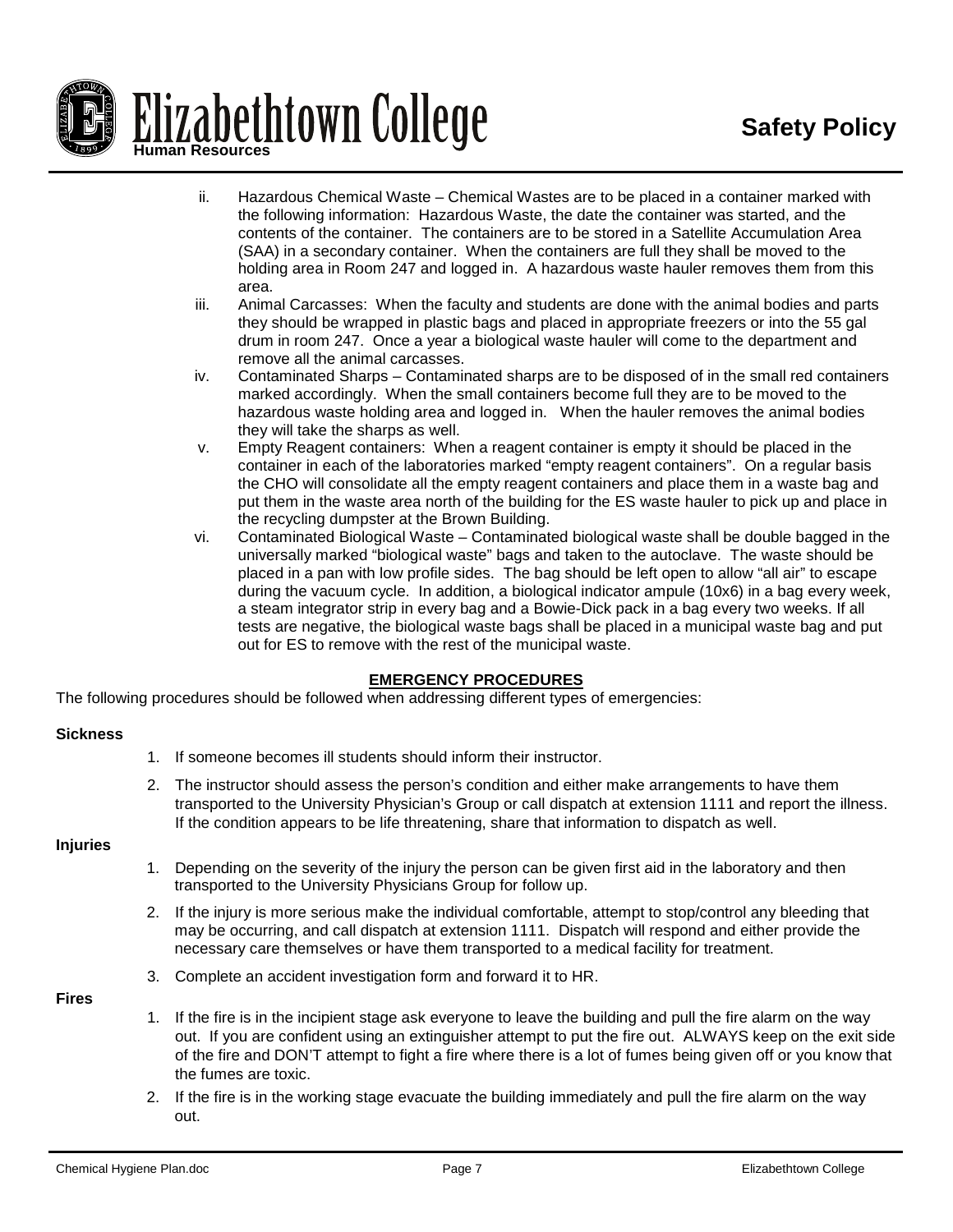ii. Hazardous Chemical Waste – Chemical Wastes are to be placed in a container marked with the following information: Hazardous Waste, the date the container was started, and the contents of the container. The containers are to be stored in a Satellite Accumulation Area (SAA) in a secondary container. When the containers are full they shall be moved to the holding area in Room 247 and logged in. A hazardous waste hauler removes them from this area.

iii. Animal Carcasses: When the faculty and students are done with the animal bodies and parts they should be wrapped in plastic bags and placed in appropriate freezers or into the 55 gal drum in room 247. Once a year a biological waste hauler will come to the department and remove all the animal carcasses.

iv. Contaminated Sharps – Contaminated sharps are to be disposed of in the small red containers marked accordingly. When the small containers become full they are to be moved to the hazardous waste holding area and logged in. When the hauler removes the animal bodies they will take the sharps as well.

v. Empty Reagent containers: When a reagent container is empty it should be placed in the container in each of the laboratories marked "empty reagent containers". On a regular basis the CHO will consolidate all the empty reagent containers and place them in a waste bag and put them in the waste area north of the building for the ES waste hauler to pick up and place in the recycling dumpster at the Brown Building.

vi. Contaminated Biological Waste – Contaminated biological waste shall be double bagged in the universally marked "biological waste" bags and taken to the autoclave. The waste should be placed in a pan with low profile sides. The bag should be left open to allow "all air" to escape during the vacuum cycle. In addition, a biological indicator ampule (10x6) in a bag every week, a steam integrator strip in every bag and a Bowie-Dick pack in a bag every two weeks. If all tests are negative, the biological waste bags shall be placed in a municipal waste bag and put out for ES to remove with the rest of the municipal waste.

## EMERGENCY PROCEDURES

The following procedures should be followed when addressing different types of emergencies:

**Sickness**

1. If someone becomes ill students should inform their instructor.
2. The instructor should assess the person's condition and either make arrangements to have them transported to the University Physician's Group or call dispatch at extension 1111 and report the illness. If the condition appears to be life threatening, share that information to dispatch as well.

**Injuries**

1. Depending on the severity of the injury the person can be given first aid in the laboratory and then transported to the University Physicians Group for follow up.
2. If the injury is more serious make the individual comfortable, attempt to stop/control any bleeding that may be occurring, and call dispatch at extension 1111. Dispatch will respond and either provide the necessary care themselves or have them transported to a medical facility for treatment.
3. Complete an accident investigation form and forward it to HR.

**Fires**

1. If the fire is in the incipient stage ask everyone to leave the building and pull the fire alarm on the way out. If you are confident using an extinguisher attempt to put the fire out. ALWAYS keep on the exit side of the fire and DON'T attempt to fight a fire where there is a lot of fumes being given off or you know that the fumes are toxic.
2. If the fire is in the working stage evacuate the building immediately and pull the fire alarm on the way out.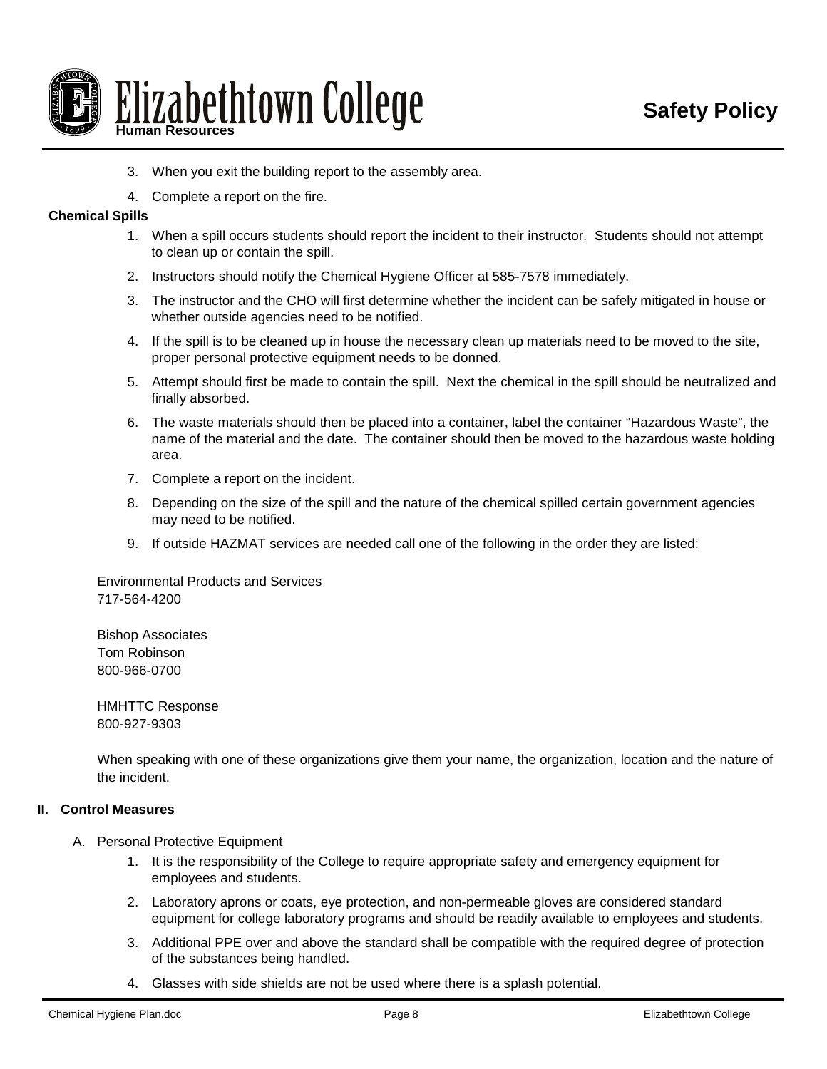3. When you exit the building report to the assembly area.
4. Complete a report on the fire.

**Chemical Spills**

1. When a spill occurs students should report the incident to their instructor. Students should not attempt to clean up or contain the spill.
2. Instructors should notify the Chemical Hygiene Officer at 585-7578 immediately.
3. The instructor and the CHO will first determine whether the incident can be safely mitigated in house or whether outside agencies need to be notified.
4. If the spill is to be cleaned up in house the necessary clean up materials need to be moved to the site, proper personal protective equipment needs to be donned.
5. Attempt should first be made to contain the spill. Next the chemical in the spill should be neutralized and finally absorbed.
6. The waste materials should then be placed into a container, label the container "Hazardous Waste", the name of the material and the date. The container should then be moved to the hazardous waste holding area.
7. Complete a report on the incident.
8. Depending on the size of the spill and the nature of the chemical spilled certain government agencies may need to be notified.
9. If outside HAZMAT services are needed call one of the following in the order they are listed:

Environmental Products and Services
717-564-4200

Bishop Associates
Tom Robinson
800-966-0700

HMHTTC Response
800-927-9303

When speaking with one of these organizations give them your name, the organization, location and the nature of the incident.

## II. Control Measures

A. Personal Protective Equipment

1. It is the responsibility of the College to require appropriate safety and emergency equipment for employees and students.
2. Laboratory aprons or coats, eye protection, and non-permeable gloves are considered standard equipment for college laboratory programs and should be readily available to employees and students.
3. Additional PPE over and above the standard shall be compatible with the required degree of protection of the substances being handled.
4. Glasses with side shields are not be used where there is a splash potential.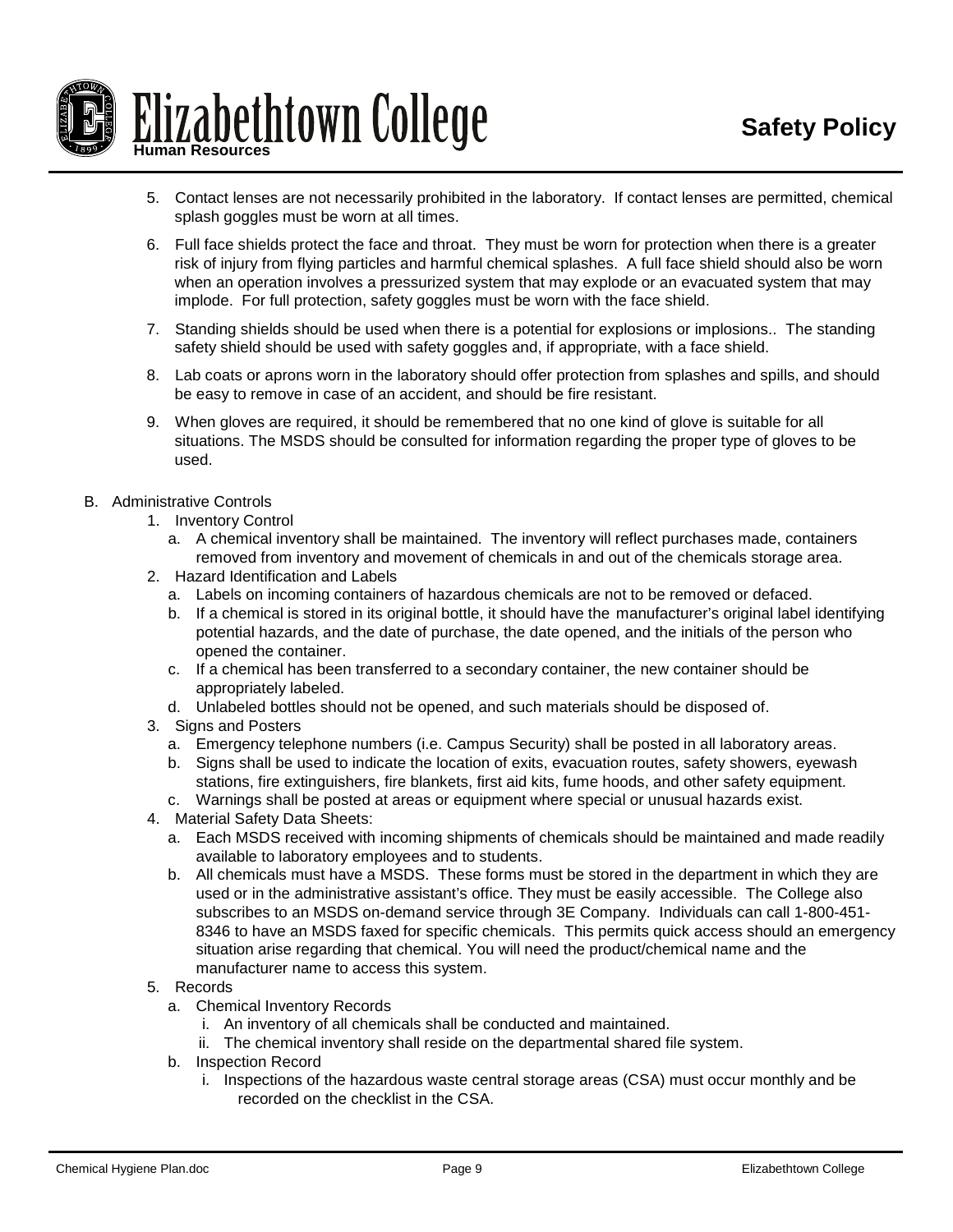5. Contact lenses are not necessarily prohibited in the laboratory. If contact lenses are permitted, chemical splash goggles must be worn at all times.

6. Full face shields protect the face and throat. They must be worn for protection when there is a greater risk of injury from flying particles and harmful chemical splashes. A full face shield should also be worn when an operation involves a pressurized system that may explode or an evacuated system that may implode. For full protection, safety goggles must be worn with the face shield.

7. Standing shields should be used when there is a potential for explosions or implosions.. The standing safety shield should be used with safety goggles and, if appropriate, with a face shield.

8. Lab coats or aprons worn in the laboratory should offer protection from splashes and spills, and should be easy to remove in case of an accident, and should be fire resistant.

9. When gloves are required, it should be remembered that no one kind of glove is suitable for all situations. The MSDS should be consulted for information regarding the proper type of gloves to be used.

B. Administrative Controls
   1. Inventory Control
      a. A chemical inventory shall be maintained. The inventory will reflect purchases made, containers removed from inventory and movement of chemicals in and out of the chemicals storage area.
   2. Hazard Identification and Labels
      a. Labels on incoming containers of hazardous chemicals are not to be removed or defaced.
      b. If a chemical is stored in its original bottle, it should have the manufacturer's original label identifying potential hazards, and the date of purchase, the date opened, and the initials of the person who opened the container.
      c. If a chemical has been transferred to a secondary container, the new container should be appropriately labeled.
      d. Unlabeled bottles should not be opened, and such materials should be disposed of.
   3. Signs and Posters
      a. Emergency telephone numbers (i.e. Campus Security) shall be posted in all laboratory areas.
      b. Signs shall be used to indicate the location of exits, evacuation routes, safety showers, eyewash stations, fire extinguishers, fire blankets, first aid kits, fume hoods, and other safety equipment.
      c. Warnings shall be posted at areas or equipment where special or unusual hazards exist.
   4. Material Safety Data Sheets:
      a. Each MSDS received with incoming shipments of chemicals should be maintained and made readily available to laboratory employees and to students.
      b. All chemicals must have a MSDS. These forms must be stored in the department in which they are used or in the administrative assistant's office. They must be easily accessible. The College also subscribes to an MSDS on-demand service through 3E Company. Individuals can call 1-800-451-8346 to have an MSDS faxed for specific chemicals. This permits quick access should an emergency situation arise regarding that chemical. You will need the product/chemical name and the manufacturer name to access this system.
   5. Records
      a. Chemical Inventory Records
         i. An inventory of all chemicals shall be conducted and maintained.
         ii. The chemical inventory shall reside on the departmental shared file system.
      b. Inspection Record
         i. Inspections of the hazardous waste central storage areas (CSA) must occur monthly and be recorded on the checklist in the CSA.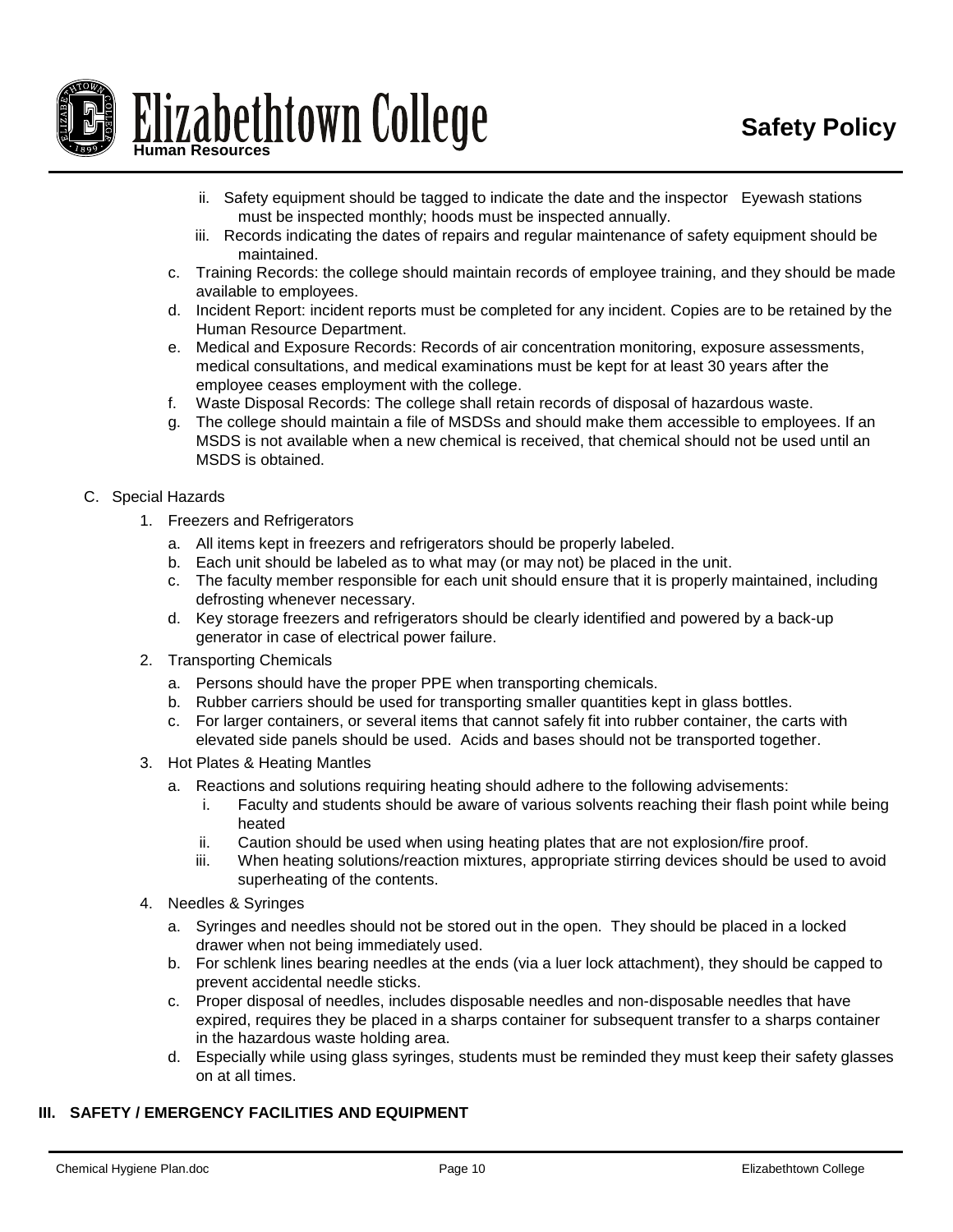ii. Safety equipment should be tagged to indicate the date and the inspector Eyewash stations must be inspected monthly; hoods must be inspected annually.

iii. Records indicating the dates of repairs and regular maintenance of safety equipment should be maintained.

c. Training Records: the college should maintain records of employee training, and they should be made available to employees.

d. Incident Report: incident reports must be completed for any incident. Copies are to be retained by the Human Resource Department.

e. Medical and Exposure Records: Records of air concentration monitoring, exposure assessments, medical consultations, and medical examinations must be kept for at least 30 years after the employee ceases employment with the college.

f. Waste Disposal Records: The college shall retain records of disposal of hazardous waste.

g. The college should maintain a file of MSDSs and should make them accessible to employees. If an MSDS is not available when a new chemical is received, that chemical should not be used until an MSDS is obtained.

C. Special Hazards

1. Freezers and Refrigerators
   a. All items kept in freezers and refrigerators should be properly labeled.
   b. Each unit should be labeled as to what may (or may not) be placed in the unit.
   c. The faculty member responsible for each unit should ensure that it is properly maintained, including defrosting whenever necessary.
   d. Key storage freezers and refrigerators should be clearly identified and powered by a back-up generator in case of electrical power failure.

2. Transporting Chemicals
   a. Persons should have the proper PPE when transporting chemicals.
   b. Rubber carriers should be used for transporting smaller quantities kept in glass bottles.
   c. For larger containers, or several items that cannot safely fit into rubber container, the carts with elevated side panels should be used. Acids and bases should not be transported together.

3. Hot Plates & Heating Mantles
   a. Reactions and solutions requiring heating should adhere to the following advisements:
      i. Faculty and students should be aware of various solvents reaching their flash point while being heated
      ii. Caution should be used when using heating plates that are not explosion/fire proof.
      iii. When heating solutions/reaction mixtures, appropriate stirring devices should be used to avoid superheating of the contents.

4. Needles & Syringes
   a. Syringes and needles should not be stored out in the open. They should be placed in a locked drawer when not being immediately used.
   b. For schlenk lines bearing needles at the ends (via a luer lock attachment), they should be capped to prevent accidental needle sticks.
   c. Proper disposal of needles, includes disposable needles and non-disposable needles that have expired, requires they be placed in a sharps container for subsequent transfer to a sharps container in the hazardous waste holding area.
   d. Especially while using glass syringes, students must be reminded they must keep their safety glasses on at all times.

## III. SAFETY / EMERGENCY FACILITIES AND EQUIPMENT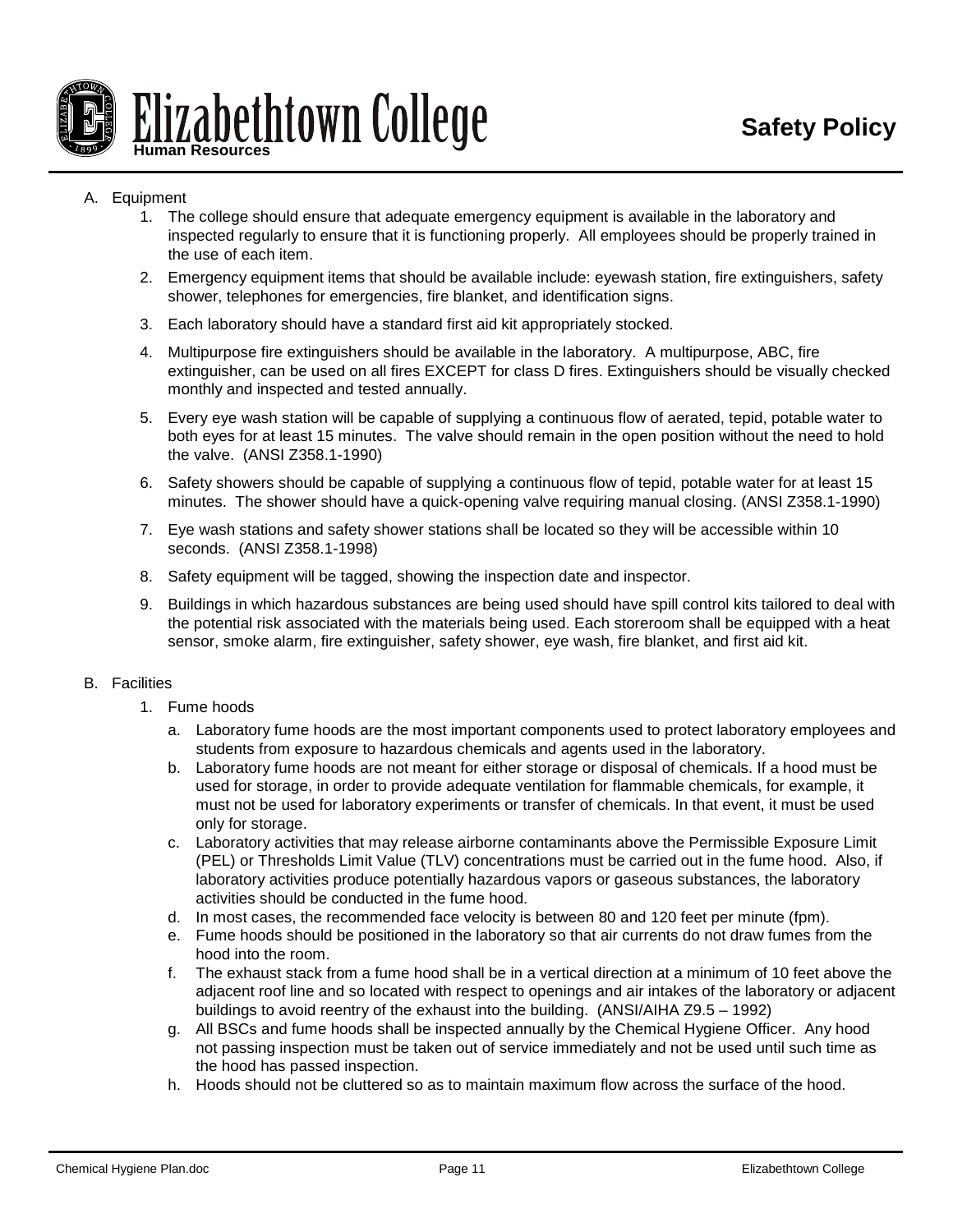A. Equipment

1. The college should ensure that adequate emergency equipment is available in the laboratory and inspected regularly to ensure that it is functioning properly. All employees should be properly trained in the use of each item.
2. Emergency equipment items that should be available include: eyewash station, fire extinguishers, safety shower, telephones for emergencies, fire blanket, and identification signs.
3. Each laboratory should have a standard first aid kit appropriately stocked.
4. Multipurpose fire extinguishers should be available in the laboratory. A multipurpose, ABC, fire extinguisher, can be used on all fires EXCEPT for class D fires. Extinguishers should be visually checked monthly and inspected and tested annually.
5. Every eye wash station will be capable of supplying a continuous flow of aerated, tepid, potable water to both eyes for at least 15 minutes. The valve should remain in the open position without the need to hold the valve. (ANSI Z358.1-1990)
6. Safety showers should be capable of supplying a continuous flow of tepid, potable water for at least 15 minutes. The shower should have a quick-opening valve requiring manual closing. (ANSI Z358.1-1990)
7. Eye wash stations and safety shower stations shall be located so they will be accessible within 10 seconds. (ANSI Z358.1-1998)
8. Safety equipment will be tagged, showing the inspection date and inspector.
9. Buildings in which hazardous substances are being used should have spill control kits tailored to deal with the potential risk associated with the materials being used. Each storeroom shall be equipped with a heat sensor, smoke alarm, fire extinguisher, safety shower, eye wash, fire blanket, and first aid kit.

B. Facilities

1. Fume hoods
   a. Laboratory fume hoods are the most important components used to protect laboratory employees and students from exposure to hazardous chemicals and agents used in the laboratory.
   b. Laboratory fume hoods are not meant for either storage or disposal of chemicals. If a hood must be used for storage, in order to provide adequate ventilation for flammable chemicals, for example, it must not be used for laboratory experiments or transfer of chemicals. In that event, it must be used only for storage.
   c. Laboratory activities that may release airborne contaminants above the Permissible Exposure Limit (PEL) or Thresholds Limit Value (TLV) concentrations must be carried out in the fume hood. Also, if laboratory activities produce potentially hazardous vapors or gaseous substances, the laboratory activities should be conducted in the fume hood.
   d. In most cases, the recommended face velocity is between 80 and 120 feet per minute (fpm).
   e. Fume hoods should be positioned in the laboratory so that air currents do not draw fumes from the hood into the room.
   f. The exhaust stack from a fume hood shall be in a vertical direction at a minimum of 10 feet above the adjacent roof line and so located with respect to openings and air intakes of the laboratory or adjacent buildings to avoid reentry of the exhaust into the building. (ANSI/AIHA Z9.5 – 1992)
   g. All BSCs and fume hoods shall be inspected annually by the Chemical Hygiene Officer. Any hood not passing inspection must be taken out of service immediately and not be used until such time as the hood has passed inspection.
   h. Hoods should not be cluttered so as to maintain maximum flow across the surface of the hood.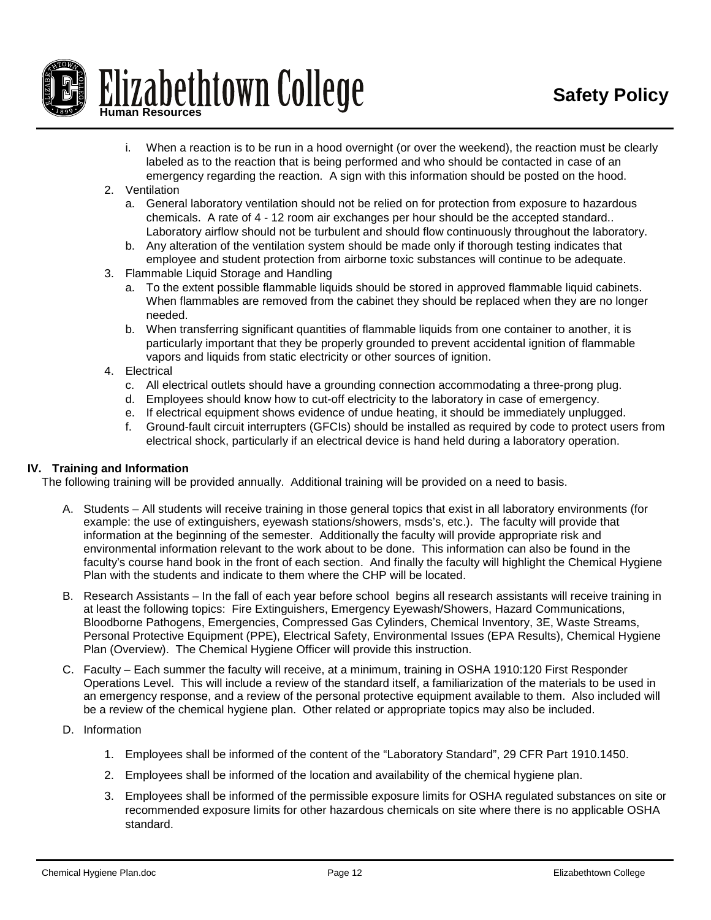i. When a reaction is to be run in a hood overnight (or over the weekend), the reaction must be clearly labeled as to the reaction that is being performed and who should be contacted in case of an emergency regarding the reaction. A sign with this information should be posted on the hood.

2. Ventilation
   a. General laboratory ventilation should not be relied on for protection from exposure to hazardous chemicals. A rate of 4 - 12 room air exchanges per hour should be the accepted standard.. Laboratory airflow should not be turbulent and should flow continuously throughout the laboratory.
   b. Any alteration of the ventilation system should be made only if thorough testing indicates that employee and student protection from airborne toxic substances will continue to be adequate.
3. Flammable Liquid Storage and Handling
   a. To the extent possible flammable liquids should be stored in approved flammable liquid cabinets. When flammables are removed from the cabinet they should be replaced when they are no longer needed.
   b. When transferring significant quantities of flammable liquids from one container to another, it is particularly important that they be properly grounded to prevent accidental ignition of flammable vapors and liquids from static electricity or other sources of ignition.
4. Electrical
   c. All electrical outlets should have a grounding connection accommodating a three-prong plug.
   d. Employees should know how to cut-off electricity to the laboratory in case of emergency.
   e. If electrical equipment shows evidence of undue heating, it should be immediately unplugged.
   f. Ground-fault circuit interrupters (GFCIs) should be installed as required by code to protect users from electrical shock, particularly if an electrical device is hand held during a laboratory operation.

## IV. Training and Information

The following training will be provided annually. Additional training will be provided on a need to basis.

A. Students – All students will receive training in those general topics that exist in all laboratory environments (for example: the use of extinguishers, eyewash stations/showers, msds's, etc.). The faculty will provide that information at the beginning of the semester. Additionally the faculty will provide appropriate risk and environmental information relevant to the work about to be done. This information can also be found in the faculty's course hand book in the front of each section. And finally the faculty will highlight the Chemical Hygiene Plan with the students and indicate to them where the CHP will be located.

B. Research Assistants – In the fall of each year before school begins all research assistants will receive training in at least the following topics: Fire Extinguishers, Emergency Eyewash/Showers, Hazard Communications, Bloodborne Pathogens, Emergencies, Compressed Gas Cylinders, Chemical Inventory, 3E, Waste Streams, Personal Protective Equipment (PPE), Electrical Safety, Environmental Issues (EPA Results), Chemical Hygiene Plan (Overview). The Chemical Hygiene Officer will provide this instruction.

C. Faculty – Each summer the faculty will receive, at a minimum, training in OSHA 1910:120 First Responder Operations Level. This will include a review of the standard itself, a familiarization of the materials to be used in an emergency response, and a review of the personal protective equipment available to them. Also included will be a review of the chemical hygiene plan. Other related or appropriate topics may also be included.

D. Information

   1. Employees shall be informed of the content of the "Laboratory Standard", 29 CFR Part 1910.1450.

   2. Employees shall be informed of the location and availability of the chemical hygiene plan.

   3. Employees shall be informed of the permissible exposure limits for OSHA regulated substances on site or recommended exposure limits for other hazardous chemicals on site where there is no applicable OSHA standard.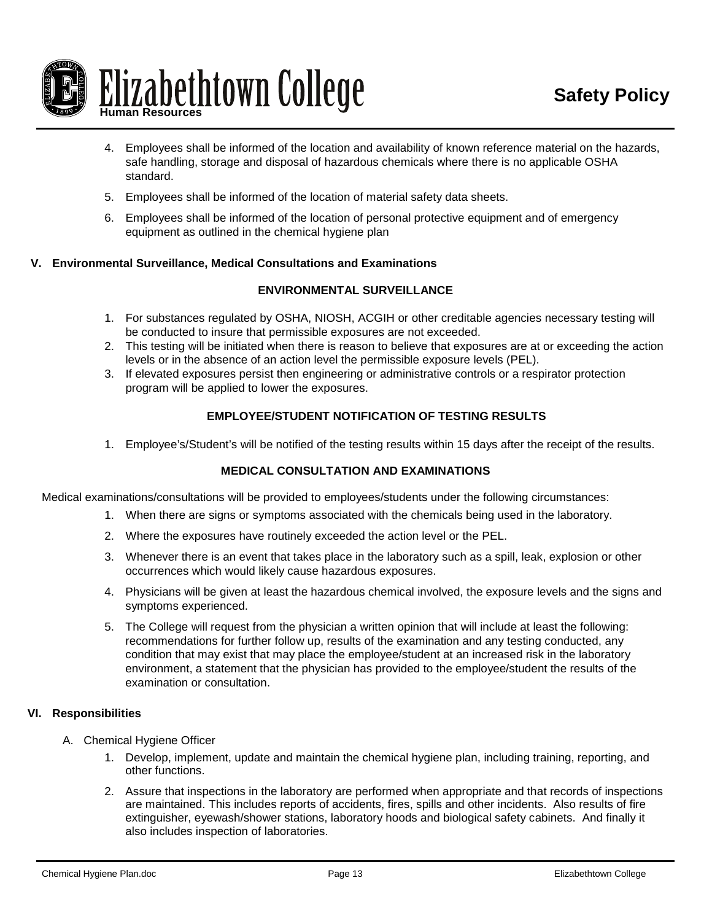4. Employees shall be informed of the location and availability of known reference material on the hazards, safe handling, storage and disposal of hazardous chemicals where there is no applicable OSHA standard.
5. Employees shall be informed of the location of material safety data sheets.
6. Employees shall be informed of the location of personal protective equipment and of emergency equipment as outlined in the chemical hygiene plan

## V. Environmental Surveillance, Medical Consultations and Examinations

### ENVIRONMENTAL SURVEILLANCE

1. For substances regulated by OSHA, NIOSH, ACGIH or other creditable agencies necessary testing will be conducted to insure that permissible exposures are not exceeded.
2. This testing will be initiated when there is reason to believe that exposures are at or exceeding the action levels or in the absence of an action level the permissible exposure levels (PEL).
3. If elevated exposures persist then engineering or administrative controls or a respirator protection program will be applied to lower the exposures.

### EMPLOYEE/STUDENT NOTIFICATION OF TESTING RESULTS

1. Employee's/Student's will be notified of the testing results within 15 days after the receipt of the results.

### MEDICAL CONSULTATION AND EXAMINATIONS

Medical examinations/consultations will be provided to employees/students under the following circumstances:

1. When there are signs or symptoms associated with the chemicals being used in the laboratory.
2. Where the exposures have routinely exceeded the action level or the PEL.
3. Whenever there is an event that takes place in the laboratory such as a spill, leak, explosion or other occurrences which would likely cause hazardous exposures.
4. Physicians will be given at least the hazardous chemical involved, the exposure levels and the signs and symptoms experienced.
5. The College will request from the physician a written opinion that will include at least the following: recommendations for further follow up, results of the examination and any testing conducted, any condition that may exist that may place the employee/student at an increased risk in the laboratory environment, a statement that the physician has provided to the employee/student the results of the examination or consultation.

## VI. Responsibilities

A. Chemical Hygiene Officer

1. Develop, implement, update and maintain the chemical hygiene plan, including training, reporting, and other functions.
2. Assure that inspections in the laboratory are performed when appropriate and that records of inspections are maintained. This includes reports of accidents, fires, spills and other incidents. Also results of fire extinguisher, eyewash/shower stations, laboratory hoods and biological safety cabinets. And finally it also includes inspection of laboratories.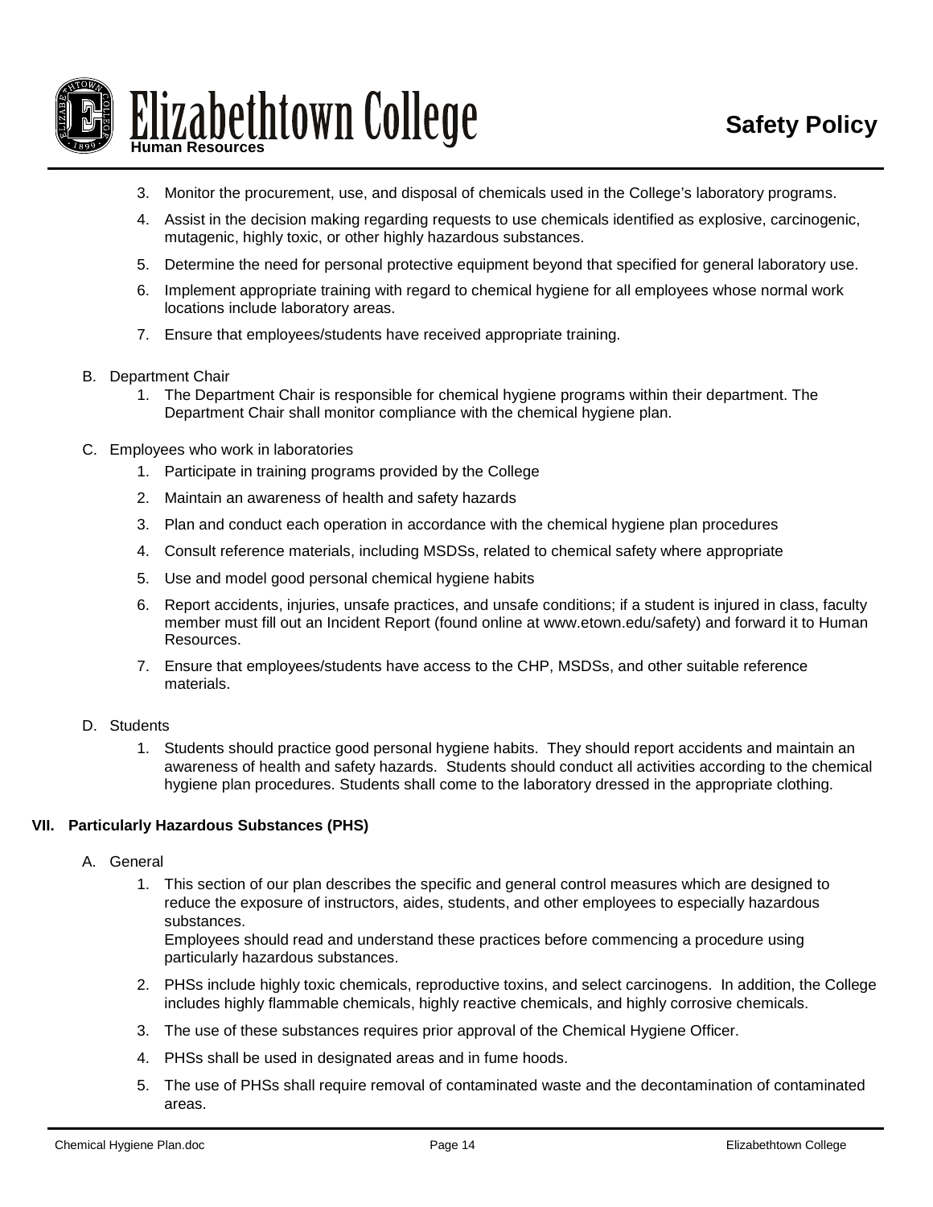3. Monitor the procurement, use, and disposal of chemicals used in the College's laboratory programs.
4. Assist in the decision making regarding requests to use chemicals identified as explosive, carcinogenic, mutagenic, highly toxic, or other highly hazardous substances.
5. Determine the need for personal protective equipment beyond that specified for general laboratory use.
6. Implement appropriate training with regard to chemical hygiene for all employees whose normal work locations include laboratory areas.
7. Ensure that employees/students have received appropriate training.

B. Department Chair
   1. The Department Chair is responsible for chemical hygiene programs within their department. The Department Chair shall monitor compliance with the chemical hygiene plan.

C. Employees who work in laboratories
   1. Participate in training programs provided by the College
   2. Maintain an awareness of health and safety hazards
   3. Plan and conduct each operation in accordance with the chemical hygiene plan procedures
   4. Consult reference materials, including MSDSs, related to chemical safety where appropriate
   5. Use and model good personal chemical hygiene habits
   6. Report accidents, injuries, unsafe practices, and unsafe conditions; if a student is injured in class, faculty member must fill out an Incident Report (found online at www.etown.edu/safety) and forward it to Human Resources.
   7. Ensure that employees/students have access to the CHP, MSDSs, and other suitable reference materials.

D. Students
   1. Students should practice good personal hygiene habits. They should report accidents and maintain an awareness of health and safety hazards. Students should conduct all activities according to the chemical hygiene plan procedures. Students shall come to the laboratory dressed in the appropriate clothing.

## VII. Particularly Hazardous Substances (PHS)

A. General
   1. This section of our plan describes the specific and general control measures which are designed to reduce the exposure of instructors, aides, students, and other employees to especially hazardous substances.
      Employees should read and understand these practices before commencing a procedure using particularly hazardous substances.
   2. PHSs include highly toxic chemicals, reproductive toxins, and select carcinogens. In addition, the College includes highly flammable chemicals, highly reactive chemicals, and highly corrosive chemicals.
   3. The use of these substances requires prior approval of the Chemical Hygiene Officer.
   4. PHSs shall be used in designated areas and in fume hoods.
   5. The use of PHSs shall require removal of contaminated waste and the decontamination of contaminated areas.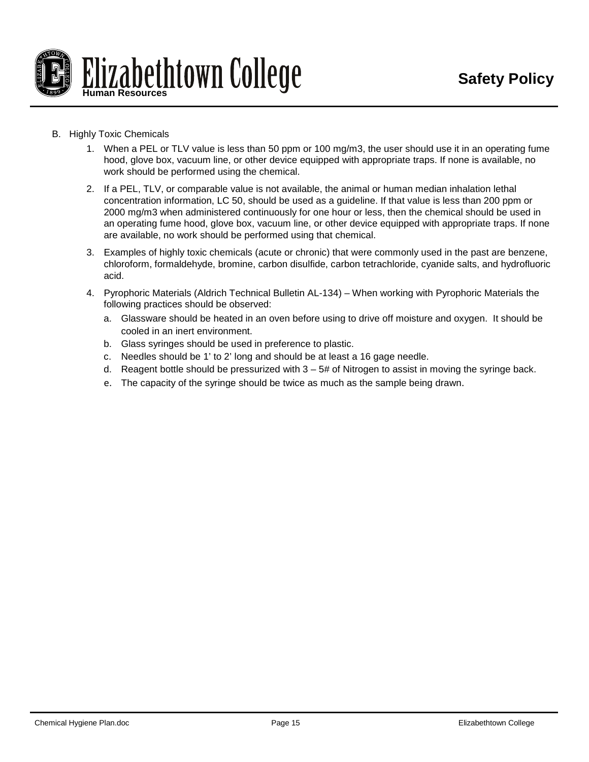B. Highly Toxic Chemicals

1. When a PEL or TLV value is less than 50 ppm or 100 mg/m3, the user should use it in an operating fume hood, glove box, vacuum line, or other device equipped with appropriate traps. If none is available, no work should be performed using the chemical.
2. If a PEL, TLV, or comparable value is not available, the animal or human median inhalation lethal concentration information, LC 50, should be used as a guideline. If that value is less than 200 ppm or 2000 mg/m3 when administered continuously for one hour or less, then the chemical should be used in an operating fume hood, glove box, vacuum line, or other device equipped with appropriate traps. If none are available, no work should be performed using that chemical.
3. Examples of highly toxic chemicals (acute or chronic) that were commonly used in the past are benzene, chloroform, formaldehyde, bromine, carbon disulfide, carbon tetrachloride, cyanide salts, and hydrofluoric acid.
4. Pyrophoric Materials (Aldrich Technical Bulletin AL-134) – When working with Pyrophoric Materials the following practices should be observed:
   a. Glassware should be heated in an oven before using to drive off moisture and oxygen. It should be cooled in an inert environment.
   b. Glass syringes should be used in preference to plastic.
   c. Needles should be 1' to 2' long and should be at least a 16 gage needle.
   d. Reagent bottle should be pressurized with 3 – 5# of Nitrogen to assist in moving the syringe back.
   e. The capacity of the syringe should be twice as much as the sample being drawn.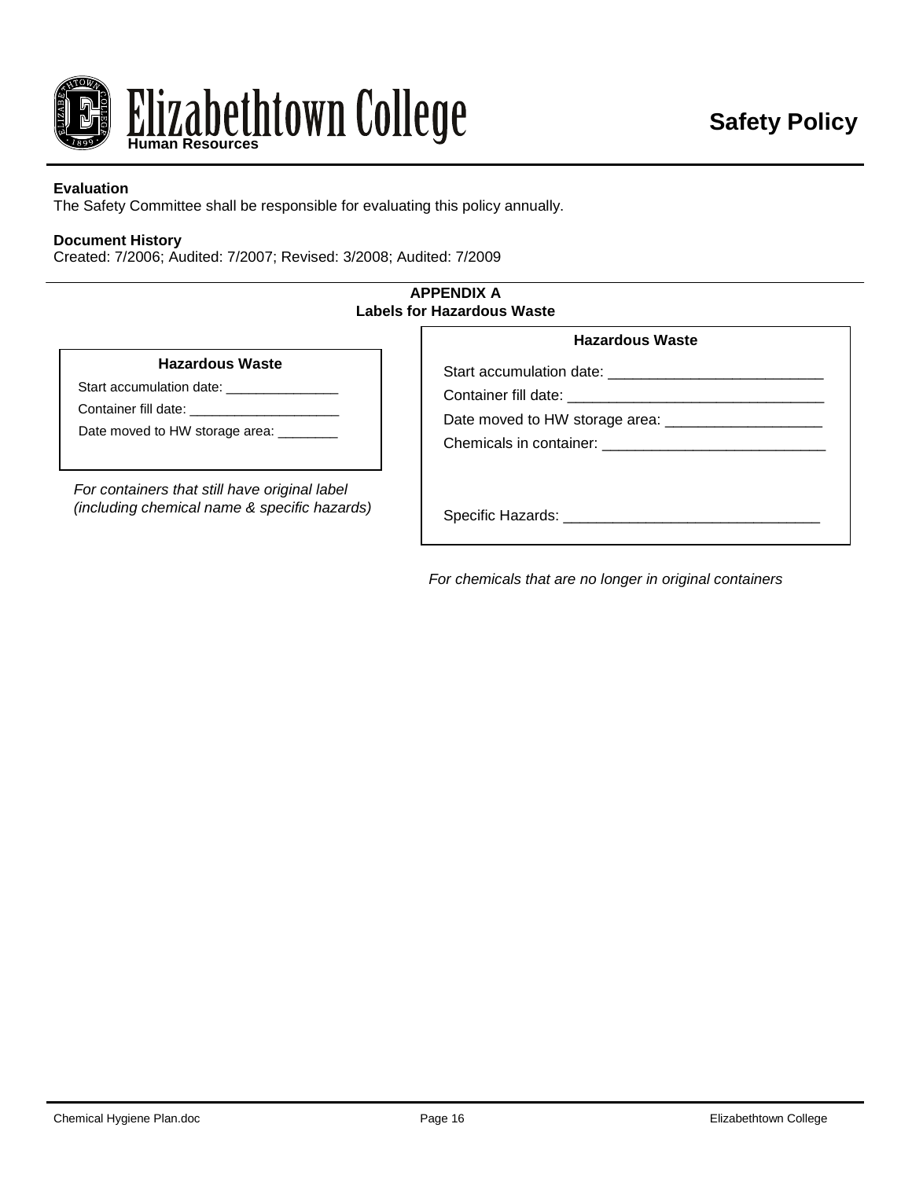**Evaluation**
The Safety Committee shall be responsible for evaluating this policy annually.

**Document History**
Created: 7/2006; Audited: 7/2007; Revised: 3/2008; Audited: 7/2009

---

**APPENDIX A**
**Labels for Hazardous Waste**

**Hazardous Waste**

Start accumulation date: _______________

Container fill date: ____________________

Date moved to HW storage area: ________

*For containers that still have original label (including chemical name & specific hazards)*

**Hazardous Waste**

Start accumulation date: __________________________

Container fill date: _______________________________

Date moved to HW storage area: ___________________

Chemicals in container: ___________________________

Specific Hazards: _______________________________

*For chemicals that are no longer in original containers*